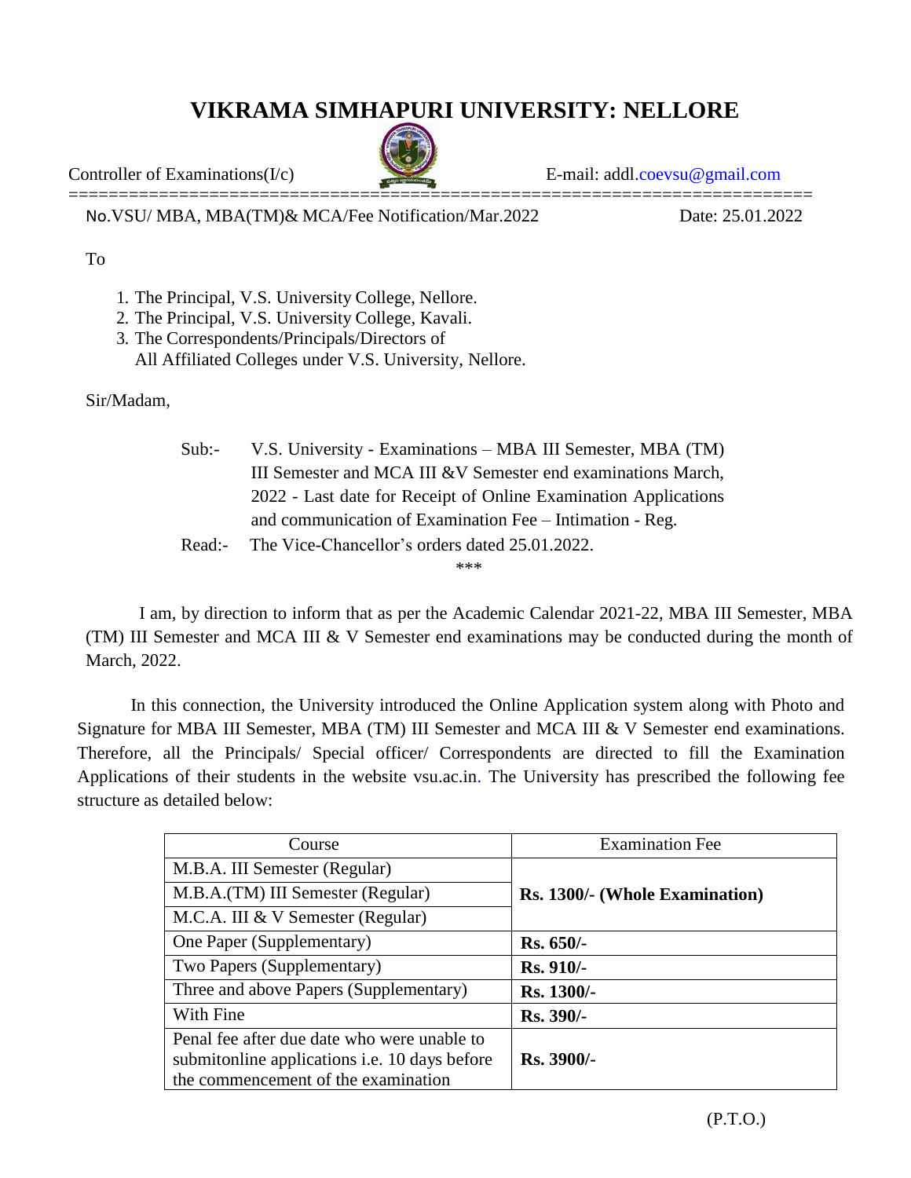# VIKRAMA SIMHAPURI UNIVERSITY: NELLORE

Controller of Examinations(I/c) E-mail: addl.coevsu@gmail.com

No.VSU/ MBA, MBA(TM)& MCA/Fee Notification/Mar.2022 Date: 25.01.2022

To

1. The Principal, V.S. University College, Nellore.
2. The Principal, V.S. University College, Kavali.
3. The Correspondents/Principals/Directors of
   All Affiliated Colleges under V.S. University, Nellore.

Sir/Madam,

Sub:- V.S. University - Examinations – MBA III Semester, MBA (TM) III Semester and MCA III &V Semester end examinations March, 2022 - Last date for Receipt of Online Examination Applications and communication of Examination Fee – Intimation - Reg.

Read:- The Vice-Chancellor's orders dated 25.01.2022.

\*\*\*

I am, by direction to inform that as per the Academic Calendar 2021-22, MBA III Semester, MBA (TM) III Semester and MCA III & V Semester end examinations may be conducted during the month of March, 2022.

In this connection, the University introduced the Online Application system along with Photo and Signature for MBA III Semester, MBA (TM) III Semester and MCA III & V Semester end examinations. Therefore, all the Principals/ Special officer/ Correspondents are directed to fill the Examination Applications of their students in the website vsu.ac.in. The University has prescribed the following fee structure as detailed below:

| Course | Examination Fee |
|---|---|
| M.B.A. III Semester (Regular) | **Rs. 1300/- (Whole Examination)** |
| M.B.A.(TM) III Semester (Regular) | |
| M.C.A. III & V Semester (Regular) | |
| One Paper (Supplementary) | **Rs. 650/-** |
| Two Papers (Supplementary) | **Rs. 910/-** |
| Three and above Papers (Supplementary) | **Rs. 1300/-** |
| With Fine | **Rs. 390/-** |
| Penal fee after due date who were unable to submitonline applications i.e. 10 days before the commencement of the examination | **Rs. 3900/-** |

(P.T.O.)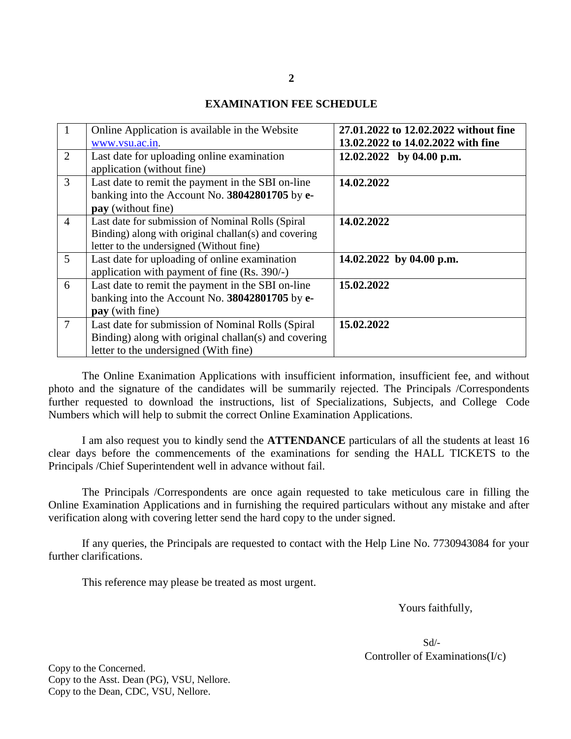## EXAMINATION FEE SCHEDULE

| | | |
|---|---|---|
| 1 | Online Application is available in the Website www.vsu.ac.in. | **27.01.2022 to 12.02.2022 without fine**<br>**13.02.2022 to 14.02.2022 with fine** |
| 2 | Last date for uploading online examination application (without fine) | **12.02.2022 by 04.00 p.m.** |
| 3 | Last date to remit the payment in the SBI on-line banking into the Account No. **38042801705** by **e-pay** (without fine) | **14.02.2022** |
| 4 | Last date for submission of Nominal Rolls (Spiral Binding) along with original challan(s) and covering letter to the undersigned (Without fine) | **14.02.2022** |
| 5 | Last date for uploading of online examination application with payment of fine (Rs. 390/-) | **14.02.2022 by 04.00 p.m.** |
| 6 | Last date to remit the payment in the SBI on-line banking into the Account No. **38042801705** by **e-pay** (with fine) | **15.02.2022** |
| 7 | Last date for submission of Nominal Rolls (Spiral Binding) along with original challan(s) and covering letter to the undersigned (With fine) | **15.02.2022** |

The Online Exanimation Applications with insufficient information, insufficient fee, and without photo and the signature of the candidates will be summarily rejected. The Principals /Correspondents further requested to download the instructions, list of Specializations, Subjects, and College Code Numbers which will help to submit the correct Online Examination Applications.

I am also request you to kindly send the **ATTENDANCE** particulars of all the students at least 16 clear days before the commencements of the examinations for sending the HALL TICKETS to the Principals /Chief Superintendent well in advance without fail.

The Principals /Correspondents are once again requested to take meticulous care in filling the Online Examination Applications and in furnishing the required particulars without any mistake and after verification along with covering letter send the hard copy to the under signed.

If any queries, the Principals are requested to contact with the Help Line No. 7730943084 for your further clarifications.

This reference may please be treated as most urgent.

Yours faithfully,

Sd/-
Controller of Examinations(I/c)

Copy to the Concerned.
Copy to the Asst. Dean (PG), VSU, Nellore.
Copy to the Dean, CDC, VSU, Nellore.